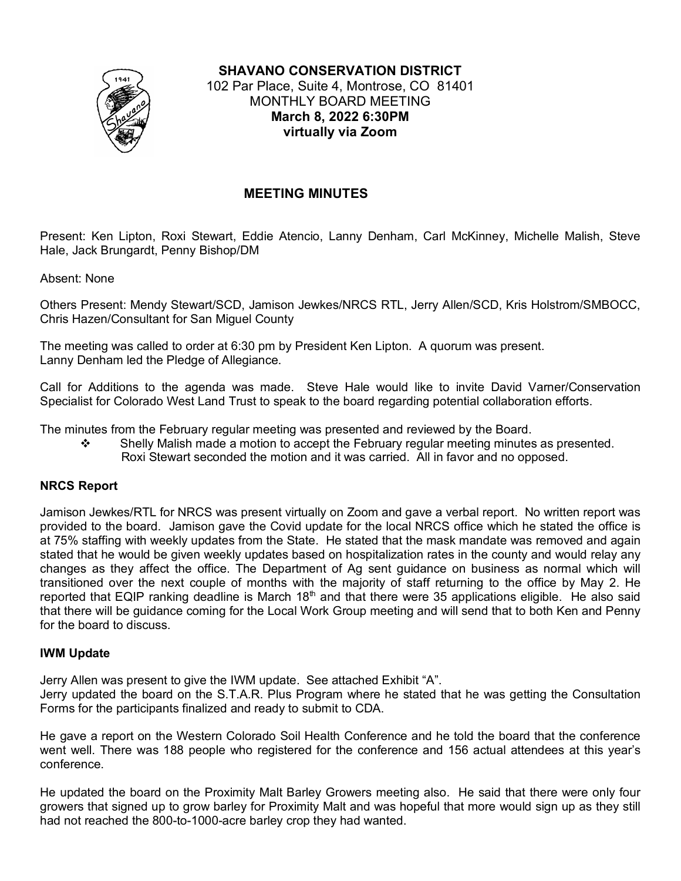**SHAVANO CONSERVATION DISTRICT**
102 Par Place, Suite 4, Montrose, CO 81401
MONTHLY BOARD MEETING
**March 8, 2022 6:30PM**
**virtually via Zoom**

# MEETING MINUTES

Present: Ken Lipton, Roxi Stewart, Eddie Atencio, Lanny Denham, Carl McKinney, Michelle Malish, Steve Hale, Jack Brungardt, Penny Bishop/DM

Absent: None

Others Present: Mendy Stewart/SCD, Jamison Jewkes/NRCS RTL, Jerry Allen/SCD, Kris Holstrom/SMBOCC, Chris Hazen/Consultant for San Miguel County

The meeting was called to order at 6:30 pm by President Ken Lipton. A quorum was present.
Lanny Denham led the Pledge of Allegiance.

Call for Additions to the agenda was made. Steve Hale would like to invite David Varner/Conservation Specialist for Colorado West Land Trust to speak to the board regarding potential collaboration efforts.

The minutes from the February regular meeting was presented and reviewed by the Board.

- Shelly Malish made a motion to accept the February regular meeting minutes as presented. Roxi Stewart seconded the motion and it was carried. All in favor and no opposed.

**NRCS Report**

Jamison Jewkes/RTL for NRCS was present virtually on Zoom and gave a verbal report. No written report was provided to the board. Jamison gave the Covid update for the local NRCS office which he stated the office is at 75% staffing with weekly updates from the State. He stated that the mask mandate was removed and again stated that he would be given weekly updates based on hospitalization rates in the county and would relay any changes as they affect the office. The Department of Ag sent guidance on business as normal which will transitioned over the next couple of months with the majority of staff returning to the office by May 2. He reported that EQIP ranking deadline is March 18th and that there were 35 applications eligible. He also said that there will be guidance coming for the Local Work Group meeting and will send that to both Ken and Penny for the board to discuss.

**IWM Update**

Jerry Allen was present to give the IWM update. See attached Exhibit "A".
Jerry updated the board on the S.T.A.R. Plus Program where he stated that he was getting the Consultation Forms for the participants finalized and ready to submit to CDA.

He gave a report on the Western Colorado Soil Health Conference and he told the board that the conference went well. There was 188 people who registered for the conference and 156 actual attendees at this year's conference.

He updated the board on the Proximity Malt Barley Growers meeting also. He said that there were only four growers that signed up to grow barley for Proximity Malt and was hopeful that more would sign up as they still had not reached the 800-to-1000-acre barley crop they had wanted.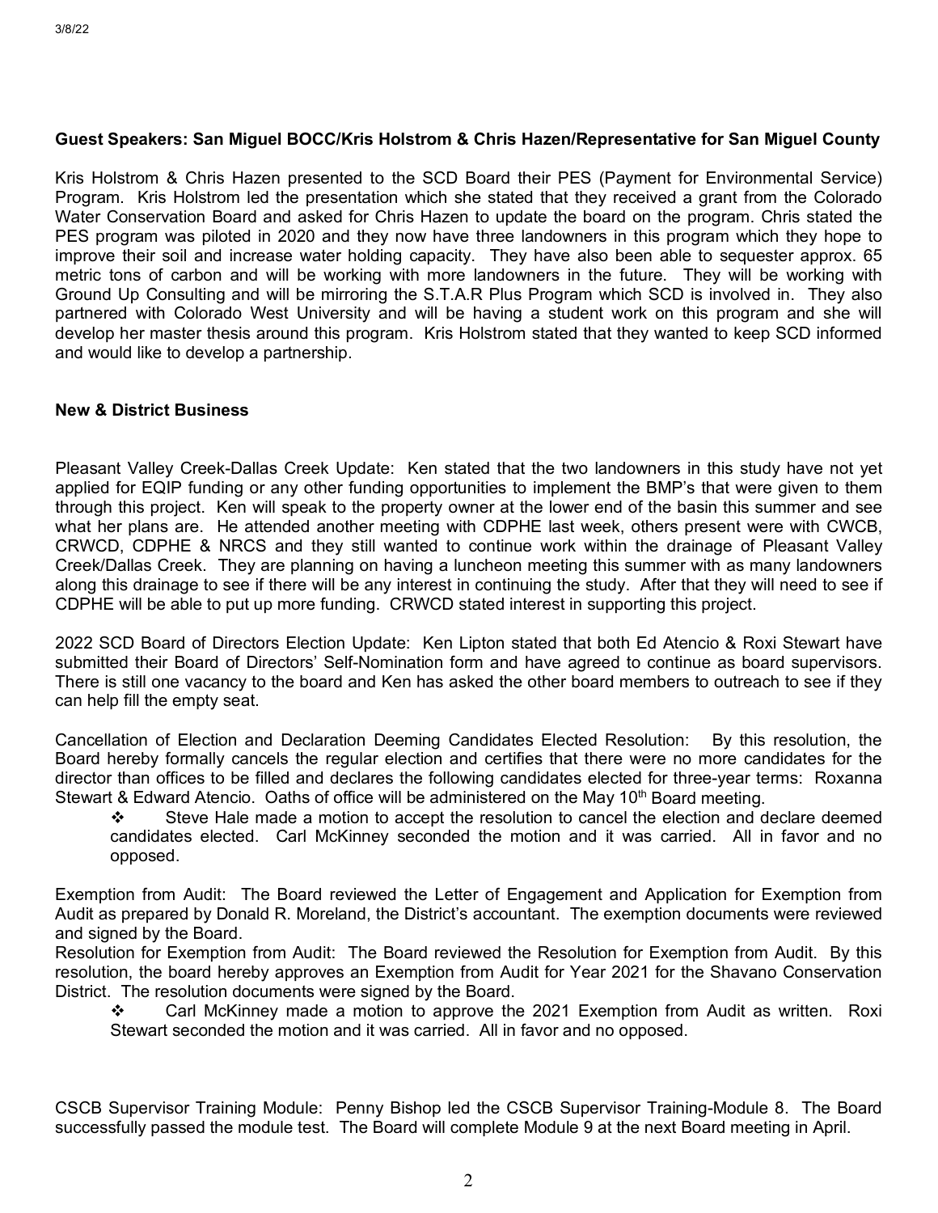**Guest Speakers: San Miguel BOCC/Kris Holstrom & Chris Hazen/Representative for San Miguel County**

Kris Holstrom & Chris Hazen presented to the SCD Board their PES (Payment for Environmental Service) Program. Kris Holstrom led the presentation which she stated that they received a grant from the Colorado Water Conservation Board and asked for Chris Hazen to update the board on the program. Chris stated the PES program was piloted in 2020 and they now have three landowners in this program which they hope to improve their soil and increase water holding capacity. They have also been able to sequester approx. 65 metric tons of carbon and will be working with more landowners in the future. They will be working with Ground Up Consulting and will be mirroring the S.T.A.R Plus Program which SCD is involved in. They also partnered with Colorado West University and will be having a student work on this program and she will develop her master thesis around this program. Kris Holstrom stated that they wanted to keep SCD informed and would like to develop a partnership.

**New & District Business**

Pleasant Valley Creek-Dallas Creek Update: Ken stated that the two landowners in this study have not yet applied for EQIP funding or any other funding opportunities to implement the BMP's that were given to them through this project. Ken will speak to the property owner at the lower end of the basin this summer and see what her plans are. He attended another meeting with CDPHE last week, others present were with CWCB, CRWCD, CDPHE & NRCS and they still wanted to continue work within the drainage of Pleasant Valley Creek/Dallas Creek. They are planning on having a luncheon meeting this summer with as many landowners along this drainage to see if there will be any interest in continuing the study. After that they will need to see if CDPHE will be able to put up more funding. CRWCD stated interest in supporting this project.

2022 SCD Board of Directors Election Update: Ken Lipton stated that both Ed Atencio & Roxi Stewart have submitted their Board of Directors' Self-Nomination form and have agreed to continue as board supervisors. There is still one vacancy to the board and Ken has asked the other board members to outreach to see if they can help fill the empty seat.

Cancellation of Election and Declaration Deeming Candidates Elected Resolution: By this resolution, the Board hereby formally cancels the regular election and certifies that there were no more candidates for the director than offices to be filled and declares the following candidates elected for three-year terms: Roxanna Stewart & Edward Atencio. Oaths of office will be administered on the May 10th Board meeting.

- Steve Hale made a motion to accept the resolution to cancel the election and declare deemed candidates elected. Carl McKinney seconded the motion and it was carried. All in favor and no opposed.

Exemption from Audit: The Board reviewed the Letter of Engagement and Application for Exemption from Audit as prepared by Donald R. Moreland, the District's accountant. The exemption documents were reviewed and signed by the Board.

Resolution for Exemption from Audit: The Board reviewed the Resolution for Exemption from Audit. By this resolution, the board hereby approves an Exemption from Audit for Year 2021 for the Shavano Conservation District. The resolution documents were signed by the Board.

- Carl McKinney made a motion to approve the 2021 Exemption from Audit as written. Roxi Stewart seconded the motion and it was carried. All in favor and no opposed.

CSCB Supervisor Training Module: Penny Bishop led the CSCB Supervisor Training-Module 8. The Board successfully passed the module test. The Board will complete Module 9 at the next Board meeting in April.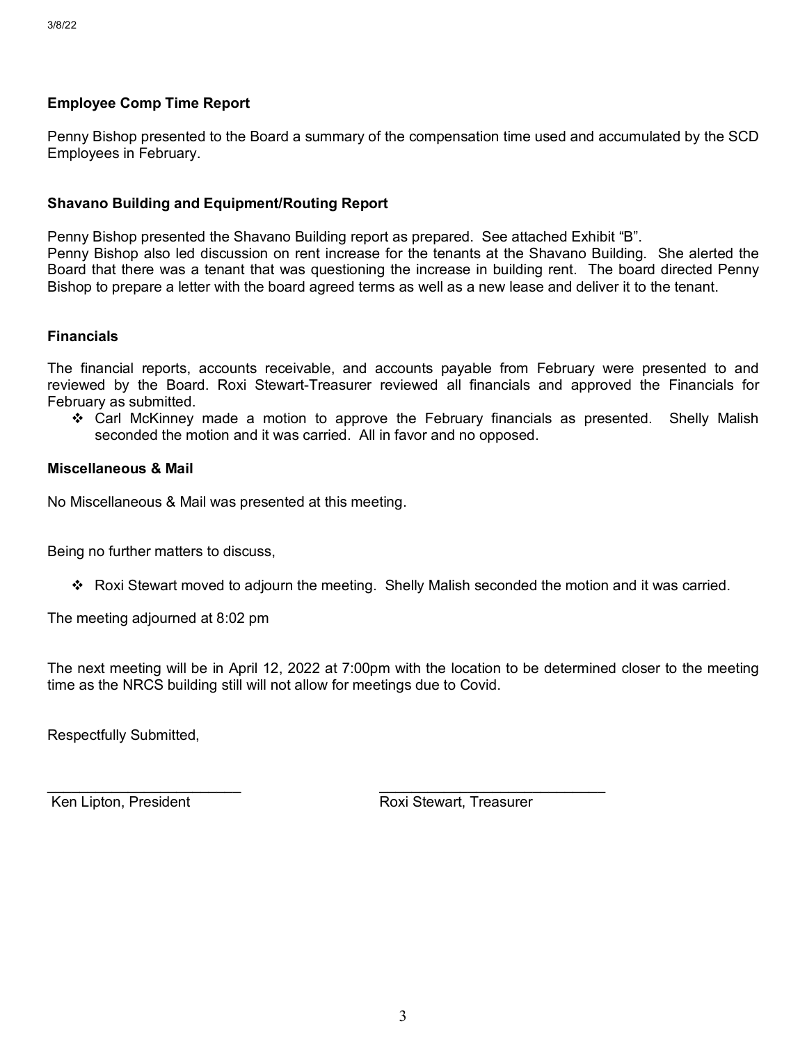**Employee Comp Time Report**

Penny Bishop presented to the Board a summary of the compensation time used and accumulated by the SCD Employees in February.

**Shavano Building and Equipment/Routing Report**

Penny Bishop presented the Shavano Building report as prepared. See attached Exhibit "B".
Penny Bishop also led discussion on rent increase for the tenants at the Shavano Building. She alerted the Board that there was a tenant that was questioning the increase in building rent. The board directed Penny Bishop to prepare a letter with the board agreed terms as well as a new lease and deliver it to the tenant.

**Financials**

The financial reports, accounts receivable, and accounts payable from February were presented to and reviewed by the Board. Roxi Stewart-Treasurer reviewed all financials and approved the Financials for February as submitted.

- Carl McKinney made a motion to approve the February financials as presented. Shelly Malish seconded the motion and it was carried. All in favor and no opposed.

**Miscellaneous & Mail**

No Miscellaneous & Mail was presented at this meeting.

Being no further matters to discuss,

- Roxi Stewart moved to adjourn the meeting. Shelly Malish seconded the motion and it was carried.

The meeting adjourned at 8:02 pm

The next meeting will be in April 12, 2022 at 7:00pm with the location to be determined closer to the meeting time as the NRCS building still will not allow for meetings due to Covid.

Respectfully Submitted,

\_\_\_\_\_\_\_\_\_\_\_\_\_\_\_\_\_\_\_\_\_\_\_\_\_ &nbsp;&nbsp;&nbsp;&nbsp; \_\_\_\_\_\_\_\_\_\_\_\_\_\_\_\_\_\_\_\_\_\_\_\_\_\_\_\_\_

Ken Lipton, President &nbsp;&nbsp;&nbsp;&nbsp; Roxi Stewart, Treasurer